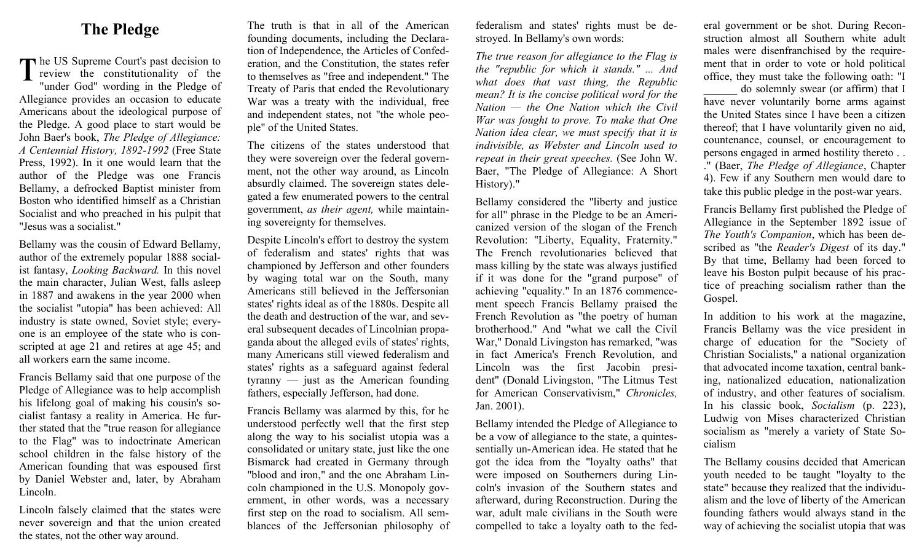# The Pledge

The US Supreme Court's past decision to review the constitutionality of the "under God" wording in the Pledge of Allegiance provides an occasion to educate Americans about the ideological purpose of the Pledge. A good place to start would be John Baer's book, *The Pledge of Allegiance: A Centennial History, 1892-1992* (Free State Press, 1992). In it one would learn that the author of the Pledge was one Francis Bellamy, a defrocked Baptist minister from Boston who identified himself as a Christian Socialist and who preached in his pulpit that "Jesus was a socialist."

Bellamy was the cousin of Edward Bellamy, author of the extremely popular 1888 socialist fantasy, *Looking Backward.* In this novel the main character, Julian West, falls asleep in 1887 and awakens in the year 2000 when the socialist "utopia" has been achieved: All industry is state owned, Soviet style; everyone is an employee of the state who is conscripted at age 21 and retires at age 45; and all workers earn the same income.

Francis Bellamy said that one purpose of the Pledge of Allegiance was to help accomplish his lifelong goal of making his cousin's socialist fantasy a reality in America. He further stated that the "true reason for allegiance to the Flag" was to indoctrinate American school children in the false history of the American founding that was espoused first by Daniel Webster and, later, by Abraham Lincoln.

Lincoln falsely claimed that the states were never sovereign and that the union created the states, not the other way around.

The truth is that in all of the American founding documents, including the Declaration of Independence, the Articles of Confederation, and the Constitution, the states refer to themselves as "free and independent." The Treaty of Paris that ended the Revolutionary War was a treaty with the individual, free and independent states, not "the whole people" of the United States.

The citizens of the states understood that they were sovereign over the federal government, not the other way around, as Lincoln absurdly claimed. The sovereign states delegated a few enumerated powers to the central government, *as their agent,* while maintaining sovereignty for themselves.

Despite Lincoln's effort to destroy the system of federalism and states' rights that was championed by Jefferson and other founders by waging total war on the South, many Americans still believed in the Jeffersonian states' rights ideal as of the 1880s. Despite all the death and destruction of the war, and several subsequent decades of Lincolnian propaganda about the alleged evils of states' rights, many Americans still viewed federalism and states' rights as a safeguard against federal tyranny — just as the American founding fathers, especially Jefferson, had done.

Francis Bellamy was alarmed by this, for he understood perfectly well that the first step along the way to his socialist utopia was a consolidated or unitary state, just like the one Bismarck had created in Germany through "blood and iron," and the one Abraham Lincoln championed in the U.S. Monopoly government, in other words, was a necessary first step on the road to socialism. All semblances of the Jeffersonian philosophy of federalism and states' rights must be destroyed. In Bellamy's own words:

*The true reason for allegiance to the Flag is the "republic for which it stands." ... And what does that vast thing, the Republic mean? It is the concise political word for the Nation — the One Nation which the Civil War was fought to prove. To make that One Nation idea clear, we must specify that it is indivisible, as Webster and Lincoln used to repeat in their great speeches.* (See John W. Baer, "The Pledge of Allegiance: A Short History).″

Bellamy considered the "liberty and justice for all" phrase in the Pledge to be an Americanized version of the slogan of the French Revolution: "Liberty, Equality, Fraternity." The French revolutionaries believed that mass killing by the state was always justified if it was done for the "grand purpose" of achieving "equality." In an 1876 commencement speech Francis Bellamy praised the French Revolution as "the poetry of human brotherhood." And "what we call the Civil War," Donald Livingston has remarked, "was in fact America's French Revolution, and Lincoln was the first Jacobin president" (Donald Livingston, "The Litmus Test for American Conservativism," *Chronicles,* Jan. 2001).

Bellamy intended the Pledge of Allegiance to be a vow of allegiance to the state, a quintessentially un-American idea. He stated that he got the idea from the "loyalty oaths" that were imposed on Southerners during Lincoln's invasion of the Southern states and afterward, during Reconstruction. During the war, adult male civilians in the South were compelled to take a loyalty oath to the federal government or be shot. During Reconstruction almost all Southern white adult males were disenfranchised by the requirement that in order to vote or hold political office, they must take the following oath: "I ______ do solemnly swear (or affirm) that I have never voluntarily borne arms against the United States since I have been a citizen thereof; that I have voluntarily given no aid, countenance, counsel, or encouragement to persons engaged in armed hostility thereto . . ." (Baer, *The Pledge of Allegiance*, Chapter 4). Few if any Southern men would dare to take this public pledge in the post-war years.

Francis Bellamy first published the Pledge of Allegiance in the September 1892 issue of *The Youth's Companion*, which has been described as "the *Reader's Digest* of its day." By that time, Bellamy had been forced to leave his Boston pulpit because of his practice of preaching socialism rather than the Gospel.

In addition to his work at the magazine, Francis Bellamy was the vice president in charge of education for the "Society of Christian Socialists," a national organization that advocated income taxation, central banking, nationalized education, nationalization of industry, and other features of socialism. In his classic book, *Socialism* (p. 223), Ludwig von Mises characterized Christian socialism as "merely a variety of State Socialism

The Bellamy cousins decided that American youth needed to be taught "loyalty to the state" because they realized that the individualism and the love of liberty of the American founding fathers would always stand in the way of achieving the socialist utopia that was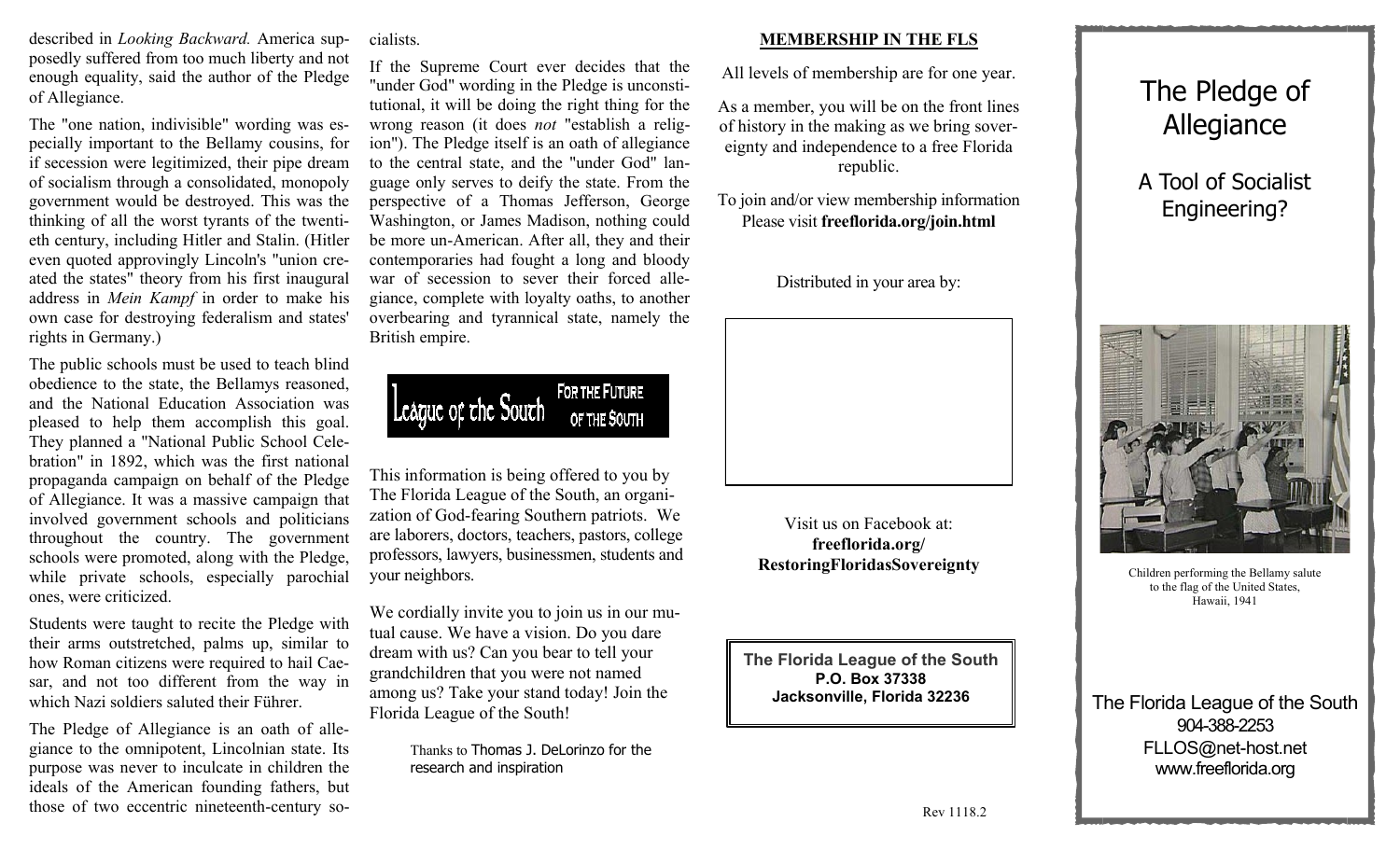described in *Looking Backward.* America supposedly suffered from too much liberty and not enough equality, said the author of the Pledge of Allegiance.

The "one nation, indivisible" wording was especially important to the Bellamy cousins, for if secession were legitimized, their pipe dream of socialism through a consolidated, monopoly government would be destroyed. This was the thinking of all the worst tyrants of the twentieth century, including Hitler and Stalin. (Hitler even quoted approvingly Lincoln's "union created the states" theory from his first inaugural address in *Mein Kampf* in order to make his own case for destroying federalism and states' rights in Germany.)

The public schools must be used to teach blind obedience to the state, the Bellamys reasoned, and the National Education Association was pleased to help them accomplish this goal. They planned a "National Public School Celebration" in 1892, which was the first national propaganda campaign on behalf of the Pledge of Allegiance. It was a massive campaign that involved government schools and politicians throughout the country. The government schools were promoted, along with the Pledge, while private schools, especially parochial ones, were criticized.

Students were taught to recite the Pledge with their arms outstretched, palms up, similar to how Roman citizens were required to hail Caesar, and not too different from the way in which Nazi soldiers saluted their Führer.

The Pledge of Allegiance is an oath of allegiance to the omnipotent, Lincolnian state. Its purpose was never to inculcate in children the ideals of the American founding fathers, but those of two eccentric nineteenth-century socialists.

If the Supreme Court ever decides that the "under God" wording in the Pledge is unconstitutional, it will be doing the right thing for the wrong reason (it does *not* "establish a religion"). The Pledge itself is an oath of allegiance to the central state, and the "under God" language only serves to deify the state. From the perspective of a Thomas Jefferson, George Washington, or James Madison, nothing could be more un-American. After all, they and their contemporaries had fought a long and bloody war of secession to sever their forced allegiance, complete with loyalty oaths, to another overbearing and tyrannical state, namely the British empire.

League of the South — FOR THE FUTURE OF THE SOUTH

This information is being offered to you by The Florida League of the South, an organization of God-fearing Southern patriots. We are laborers, doctors, teachers, pastors, college professors, lawyers, businessmen, students and your neighbors.

We cordially invite you to join us in our mutual cause. We have a vision. Do you dare dream with us? Can you bear to tell your grandchildren that you were not named among us? Take your stand today! Join the Florida League of the South!

Thanks to Thomas J. DeLorinzo for the research and inspiration

**MEMBERSHIP IN THE FLS**

All levels of membership are for one year.

As a member, you will be on the front lines of history in the making as we bring sovereignty and independence to a free Florida republic.

To join and/or view membership information Please visit **freeflorida.org/join.html**

Distributed in your area by:

Visit us on Facebook at:
**freeflorida.org/RestoringFloridasSovereignty**

**The Florida League of the South**
**P.O. Box 37338**
**Jacksonville, Florida 32236**

Rev 1118.2

# The Pledge of Allegiance

## A Tool of Socialist Engineering?

Children performing the Bellamy salute to the flag of the United States, Hawaii, 1941

The Florida League of the South
904-388-2253
FLLOS@net-host.net
www.freeflorida.org